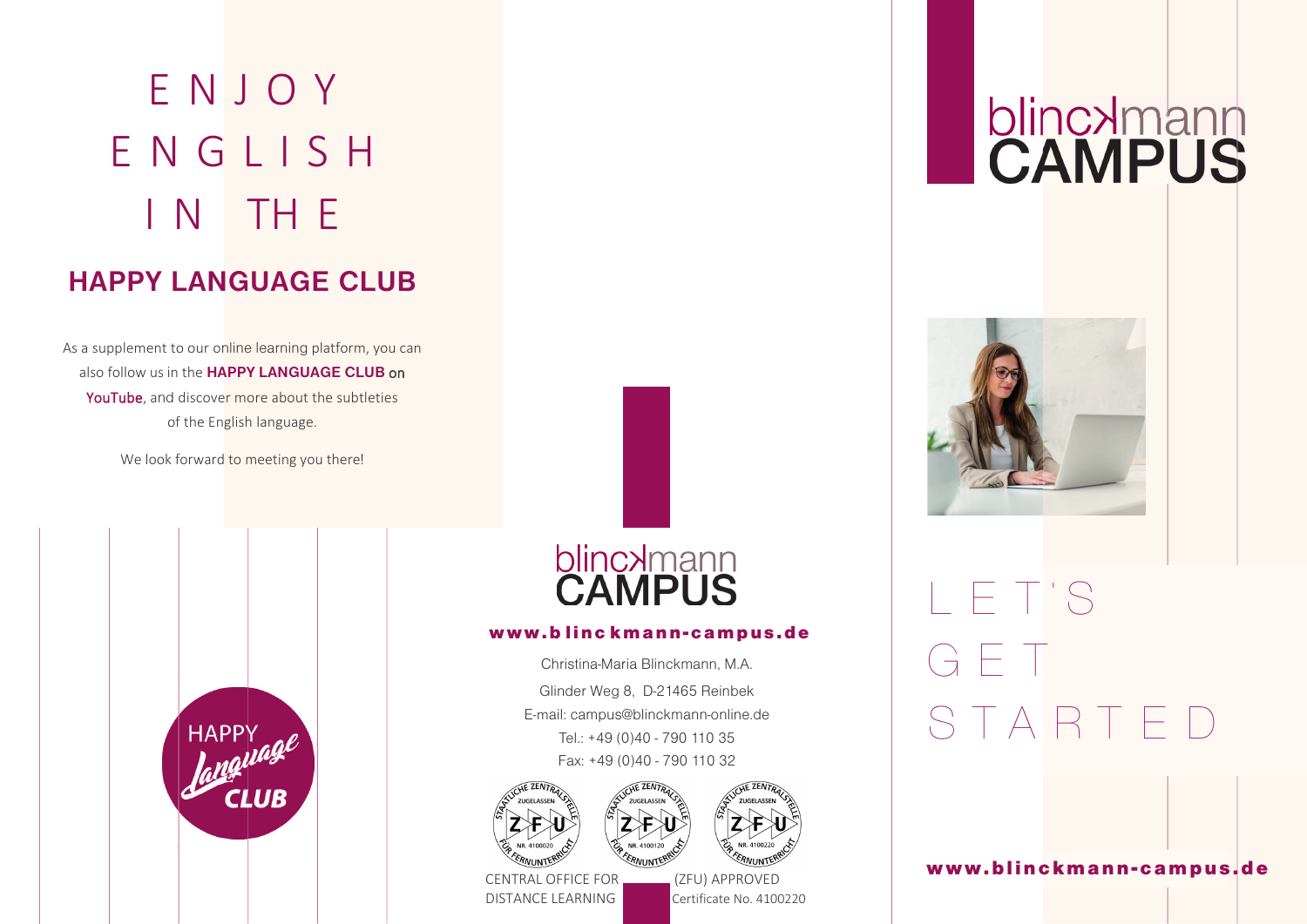# ENJOY ENGLISH IN THE

## HAPPY LANGUAGE CLUB

As a supplement to our online learning platform, you can also follow us in the **HAPPY LANGUAGE CLUB** on YouTube, and discover more about the subtleties of the English language.

We look forward to meeting you there!

HAPPY *Language* CLUB

blinckmann CAMPUS

**www.blinckmann-campus.de**

Christina-Maria Blinckmann, M.A.

Glinder Weg 8, D-21465 Reinbek

E-mail: campus@blinckmann-online.de

Tel.: +49 (0)40 - 790 110 35

Fax: +49 (0)40 - 790 110 32

STAATLICHE ZENTRALSTELLE ZUGELASSEN ZFU NR. 4100020 FÜR FERNUNTERRICHT

STAATLICHE ZENTRALSTELLE ZUGELASSEN ZFU NR. 4100120 FÜR FERNUNTERRICHT

STAATLICHE ZENTRALSTELLE ZUGELASSEN ZFU NR. 4100220 FÜR FERNUNTERRICHT

CENTRAL OFFICE FOR DISTANCE LEARNING (ZFU) APPROVED Certificate No. 4100220

# blinckmann CAMPUS

# LET'S GET STARTED

**www.blinckmann-campus.de**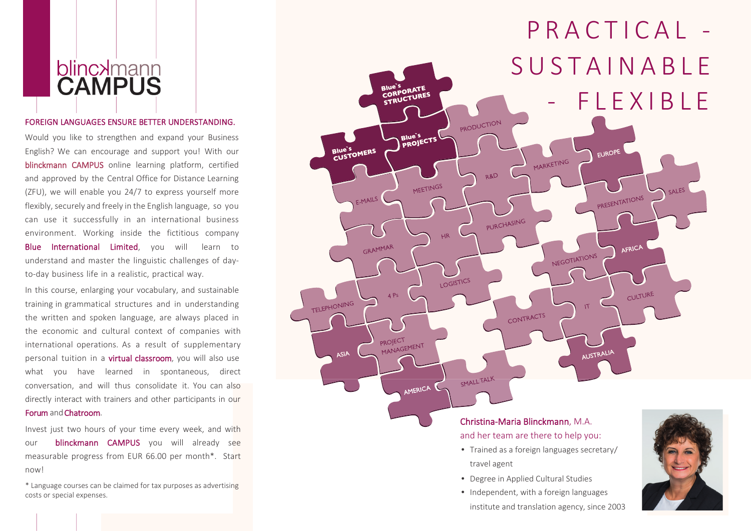blinckmann CAMPUS

## FOREIGN LANGUAGES ENSURE BETTER UNDERSTANDING.

Would you like to strengthen and expand your Business English? We can encourage and support you! With our blinckmann CAMPUS online learning platform, certified and approved by the Central Office for Distance Learning (ZFU), we will enable you 24/7 to express yourself more flexibly, securely and freely in the English language, so you can use it successfully in an international business environment. Working inside the fictitious company Blue International Limited, you will learn to understand and master the linguistic challenges of day-to-day business life in a realistic, practical way.

In this course, enlarging your vocabulary, and sustainable training in grammatical structures and in understanding the written and spoken language, are always placed in the economic and cultural context of companies with international operations. As a result of supplementary personal tuition in a virtual classroom, you will also use what you have learned in spontaneous, direct conversation, and will thus consolidate it. You can also directly interact with trainers and other participants in our Forum and Chatroom.

Invest just two hours of your time every week, and with our blinckmann CAMPUS you will already see measurable progress from EUR 66.00 per month*. Start now!

\* Language courses can be claimed for tax purposes as advertising costs or special expenses.

# PRACTICAL - SUSTAINABLE - FLEXIBLE

Blue`s CORPORATE STRUCTURES
Blue`s CUSTOMERS
Blue`s PROJECTS
PRODUCTION
MARKETING
EUROPE
R&D
MEETINGS
E-MAILS
PRESENTATIONS
SALES
HR
PURCHASING
GRAMMAR
NEGOTIATIONS
AFRICA
LOGISTICS
4 Ps
TELEPHONING
CULTURE
IT
CONTRACTS
PROJECT MANAGEMENT
ASIA
AUSTRALIA
SMALL TALK
AMERICA

Christina-Maria Blinckmann, M.A.
and her team are there to help you:

- Trained as a foreign languages secretary/ travel agent
- Degree in Applied Cultural Studies
- Independent, with a foreign languages institute and translation agency, since 2003